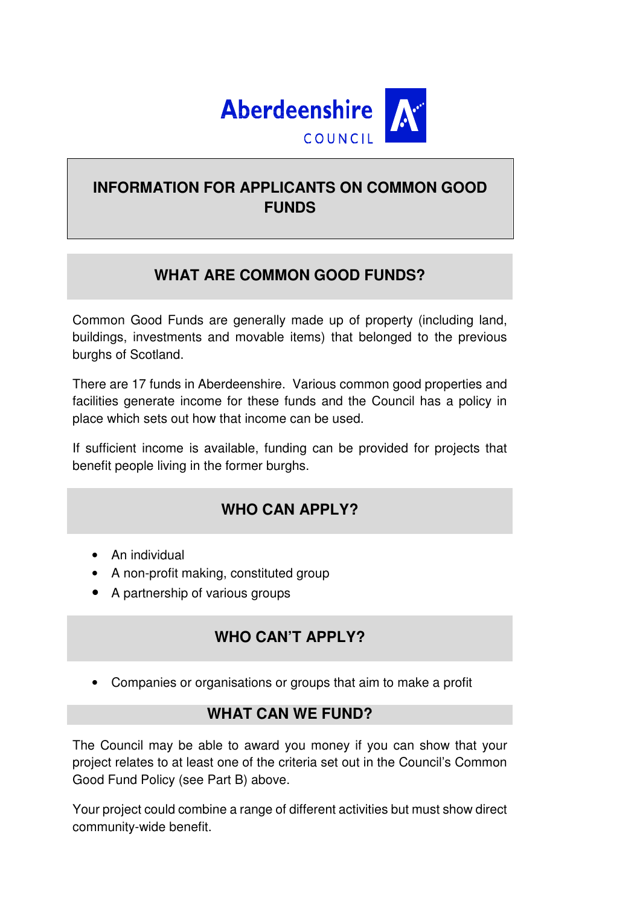Aberdeenshire COUNCIL

# INFORMATION FOR APPLICANTS ON COMMON GOOD FUNDS

## WHAT ARE COMMON GOOD FUNDS?

Common Good Funds are generally made up of property (including land, buildings, investments and movable items) that belonged to the previous burghs of Scotland.

There are 17 funds in Aberdeenshire. Various common good properties and facilities generate income for these funds and the Council has a policy in place which sets out how that income can be used.

If sufficient income is available, funding can be provided for projects that benefit people living in the former burghs.

## WHO CAN APPLY?

- An individual
- A non-profit making, constituted group
- A partnership of various groups

## WHO CAN'T APPLY?

- Companies or organisations or groups that aim to make a profit

## WHAT CAN WE FUND?

The Council may be able to award you money if you can show that your project relates to at least one of the criteria set out in the Council's Common Good Fund Policy (see Part B) above.

Your project could combine a range of different activities but must show direct community-wide benefit.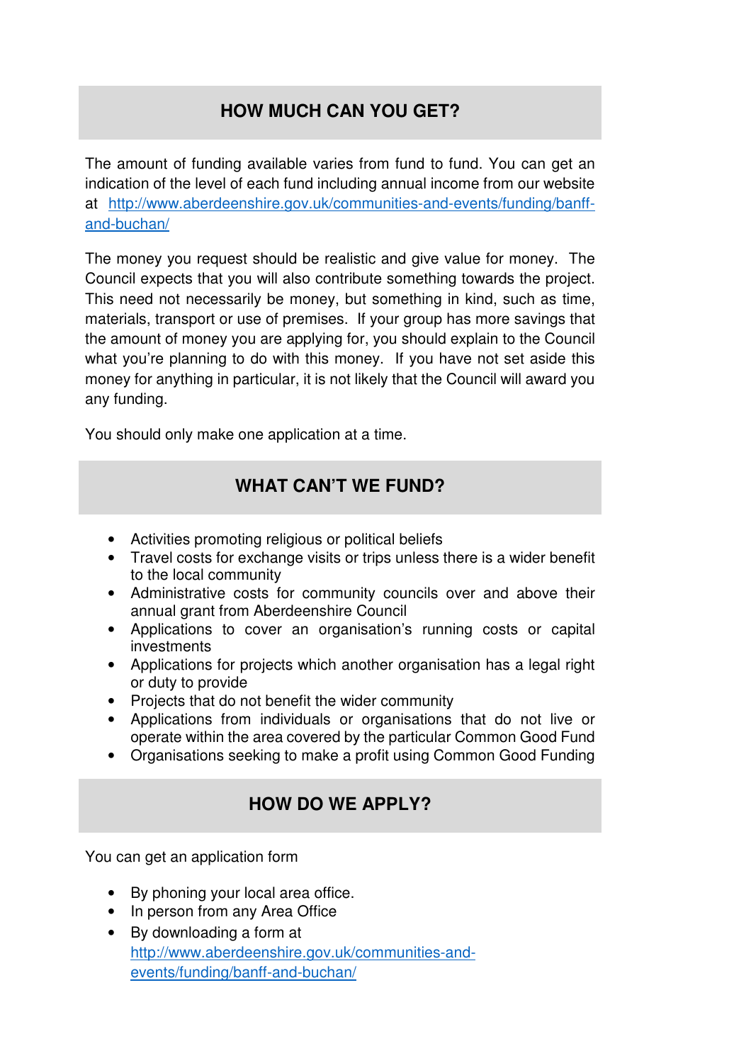## HOW MUCH CAN YOU GET?

The amount of funding available varies from fund to fund. You can get an indication of the level of each fund including annual income from our website at [http://www.aberdeenshire.gov.uk/communities-and-events/funding/banff-and-buchan/](http://www.aberdeenshire.gov.uk/communities-and-events/funding/banff-and-buchan/)

The money you request should be realistic and give value for money. The Council expects that you will also contribute something towards the project. This need not necessarily be money, but something in kind, such as time, materials, transport or use of premises. If your group has more savings that the amount of money you are applying for, you should explain to the Council what you're planning to do with this money. If you have not set aside this money for anything in particular, it is not likely that the Council will award you any funding.

You should only make one application at a time.

## WHAT CAN'T WE FUND?

- Activities promoting religious or political beliefs
- Travel costs for exchange visits or trips unless there is a wider benefit to the local community
- Administrative costs for community councils over and above their annual grant from Aberdeenshire Council
- Applications to cover an organisation's running costs or capital investments
- Applications for projects which another organisation has a legal right or duty to provide
- Projects that do not benefit the wider community
- Applications from individuals or organisations that do not live or operate within the area covered by the particular Common Good Fund
- Organisations seeking to make a profit using Common Good Funding

## HOW DO WE APPLY?

You can get an application form

- By phoning your local area office.
- In person from any Area Office
- By downloading a form at [http://www.aberdeenshire.gov.uk/communities-and-events/funding/banff-and-buchan/](http://www.aberdeenshire.gov.uk/communities-and-events/funding/banff-and-buchan/)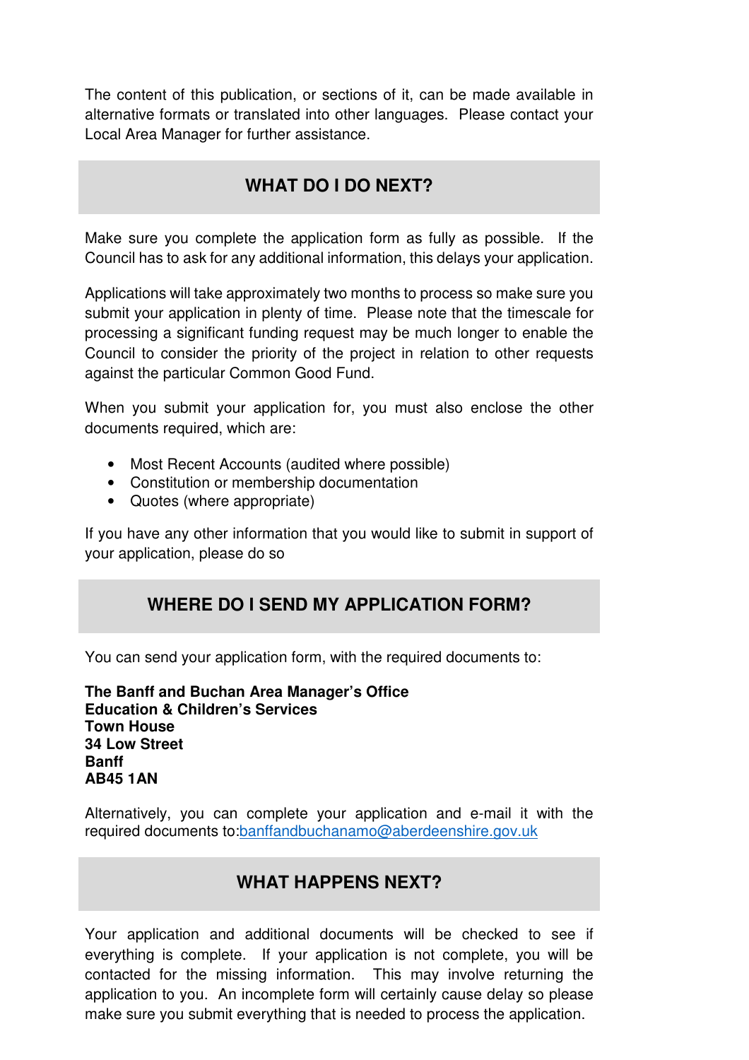The content of this publication, or sections of it, can be made available in alternative formats or translated into other languages. Please contact your Local Area Manager for further assistance.

## WHAT DO I DO NEXT?

Make sure you complete the application form as fully as possible. If the Council has to ask for any additional information, this delays your application.

Applications will take approximately two months to process so make sure you submit your application in plenty of time. Please note that the timescale for processing a significant funding request may be much longer to enable the Council to consider the priority of the project in relation to other requests against the particular Common Good Fund.

When you submit your application for, you must also enclose the other documents required, which are:

- Most Recent Accounts (audited where possible)
- Constitution or membership documentation
- Quotes (where appropriate)

If you have any other information that you would like to submit in support of your application, please do so

## WHERE DO I SEND MY APPLICATION FORM?

You can send your application form, with the required documents to:

**The Banff and Buchan Area Manager's Office**  
**Education & Children's Services**  
**Town House**  
**34 Low Street**  
**Banff**  
**AB45 1AN**

Alternatively, you can complete your application and e-mail it with the required documents to:banffandbuchanamo@aberdeenshire.gov.uk

## WHAT HAPPENS NEXT?

Your application and additional documents will be checked to see if everything is complete. If your application is not complete, you will be contacted for the missing information. This may involve returning the application to you. An incomplete form will certainly cause delay so please make sure you submit everything that is needed to process the application.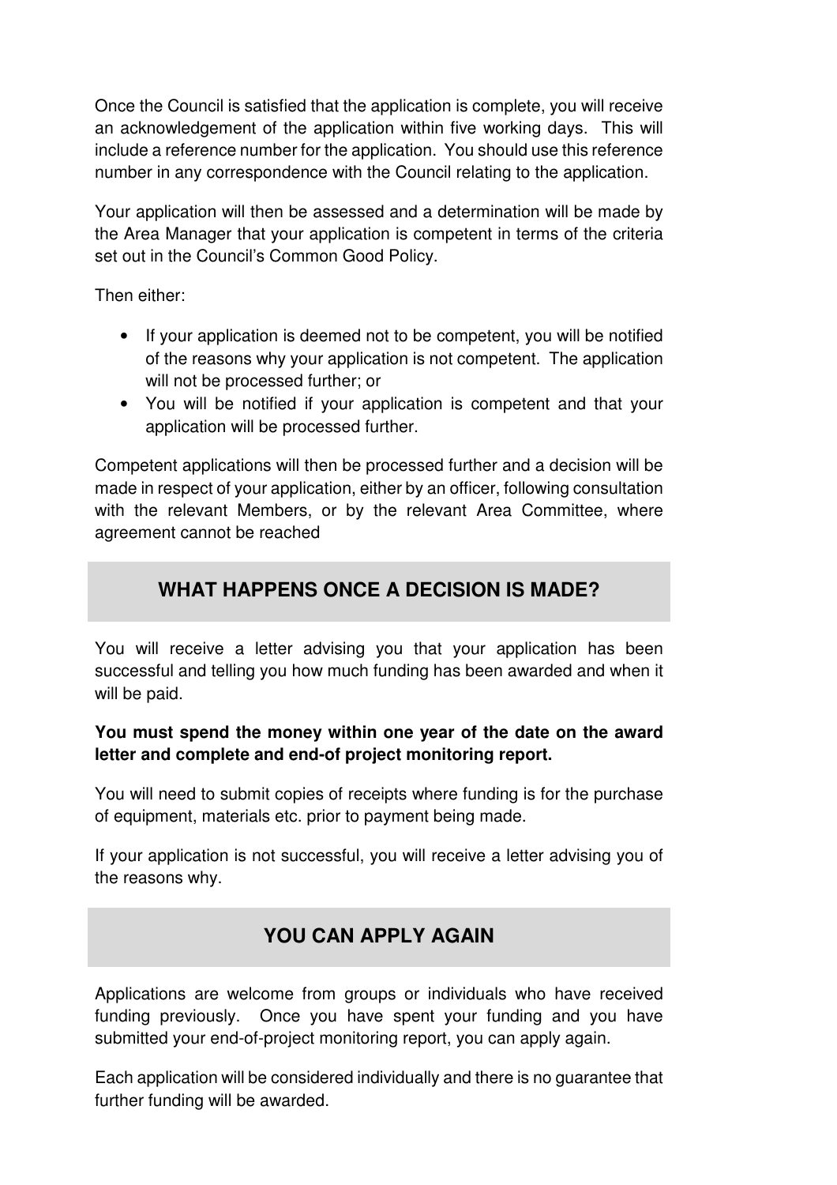Once the Council is satisfied that the application is complete, you will receive an acknowledgement of the application within five working days. This will include a reference number for the application. You should use this reference number in any correspondence with the Council relating to the application.

Your application will then be assessed and a determination will be made by the Area Manager that your application is competent in terms of the criteria set out in the Council's Common Good Policy.

Then either:

- If your application is deemed not to be competent, you will be notified of the reasons why your application is not competent. The application will not be processed further; or
- You will be notified if your application is competent and that your application will be processed further.

Competent applications will then be processed further and a decision will be made in respect of your application, either by an officer, following consultation with the relevant Members, or by the relevant Area Committee, where agreement cannot be reached

## WHAT HAPPENS ONCE A DECISION IS MADE?

You will receive a letter advising you that your application has been successful and telling you how much funding has been awarded and when it will be paid.

**You must spend the money within one year of the date on the award letter and complete and end-of project monitoring report.**

You will need to submit copies of receipts where funding is for the purchase of equipment, materials etc. prior to payment being made.

If your application is not successful, you will receive a letter advising you of the reasons why.

## YOU CAN APPLY AGAIN

Applications are welcome from groups or individuals who have received funding previously. Once you have spent your funding and you have submitted your end-of-project monitoring report, you can apply again.

Each application will be considered individually and there is no guarantee that further funding will be awarded.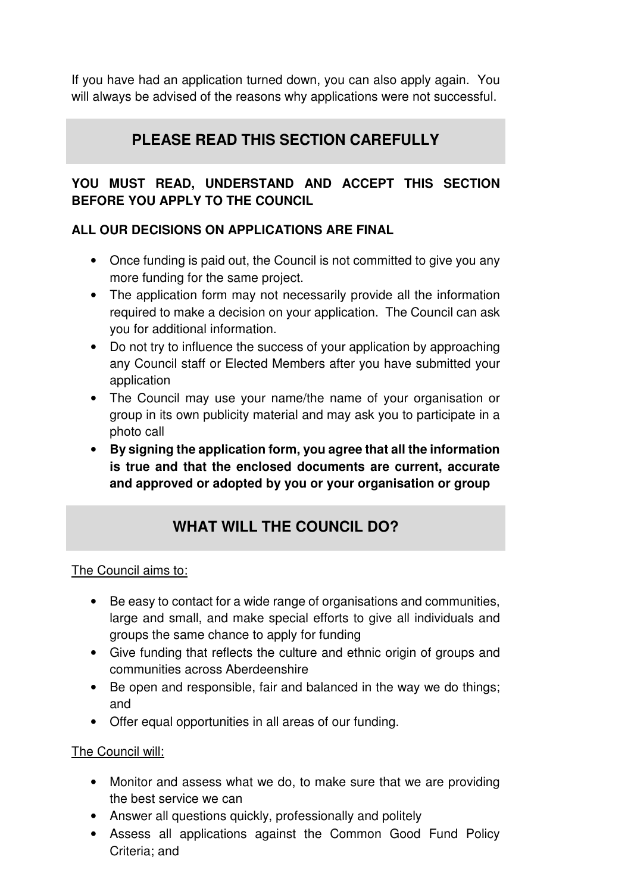If you have had an application turned down, you can also apply again. You will always be advised of the reasons why applications were not successful.

## PLEASE READ THIS SECTION CAREFULLY

**YOU MUST READ, UNDERSTAND AND ACCEPT THIS SECTION BEFORE YOU APPLY TO THE COUNCIL**

**ALL OUR DECISIONS ON APPLICATIONS ARE FINAL**

- Once funding is paid out, the Council is not committed to give you any more funding for the same project.
- The application form may not necessarily provide all the information required to make a decision on your application. The Council can ask you for additional information.
- Do not try to influence the success of your application by approaching any Council staff or Elected Members after you have submitted your application
- The Council may use your name/the name of your organisation or group in its own publicity material and may ask you to participate in a photo call
- **By signing the application form, you agree that all the information is true and that the enclosed documents are current, accurate and approved or adopted by you or your organisation or group**

## WHAT WILL THE COUNCIL DO?

<u>The Council aims to:</u>

- Be easy to contact for a wide range of organisations and communities, large and small, and make special efforts to give all individuals and groups the same chance to apply for funding
- Give funding that reflects the culture and ethnic origin of groups and communities across Aberdeenshire
- Be open and responsible, fair and balanced in the way we do things; and
- Offer equal opportunities in all areas of our funding.

<u>The Council will:</u>

- Monitor and assess what we do, to make sure that we are providing the best service we can
- Answer all questions quickly, professionally and politely
- Assess all applications against the Common Good Fund Policy Criteria; and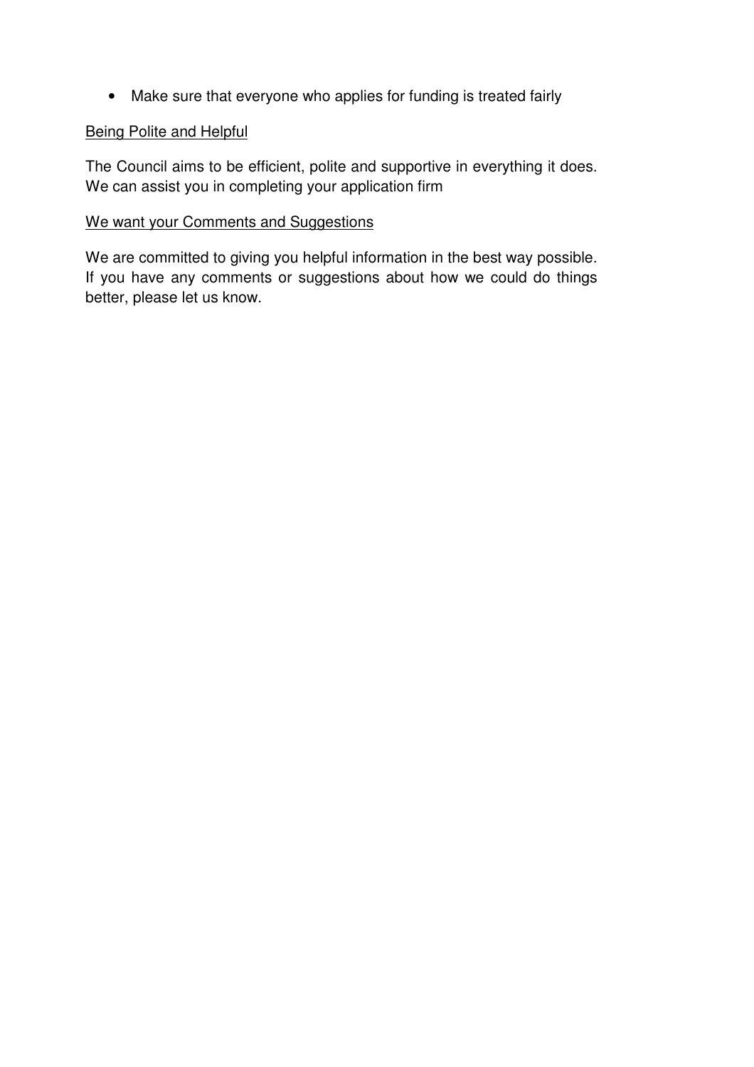- Make sure that everyone who applies for funding is treated fairly

Being Polite and Helpful

The Council aims to be efficient, polite and supportive in everything it does. We can assist you in completing your application firm

We want your Comments and Suggestions

We are committed to giving you helpful information in the best way possible. If you have any comments or suggestions about how we could do things better, please let us know.